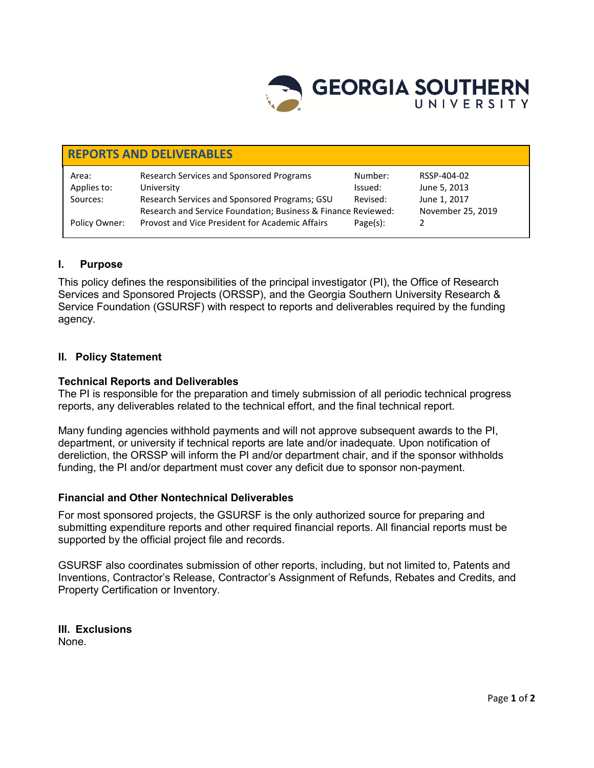# REPORTS AND DELIVERABLES

| Area: | Research Services and Sponsored Programs | Number: | RSSP-404-02 |
|---|---|---|---|
| Applies to: | University | Issued: | June 5, 2013 |
| Sources: | Research Services and Sponsored Programs; GSU Research and Service Foundation; Business & Finance | Revised: | June 1, 2017 |
| | | Reviewed: | November 25, 2019 |
| Policy Owner: | Provost and Vice President for Academic Affairs | Page(s): | 2 |

## I. Purpose

This policy defines the responsibilities of the principal investigator (PI), the Office of Research Services and Sponsored Projects (ORSSP), and the Georgia Southern University Research & Service Foundation (GSURSF) with respect to reports and deliverables required by the funding agency.

## II. Policy Statement

### Technical Reports and Deliverables

The PI is responsible for the preparation and timely submission of all periodic technical progress reports, any deliverables related to the technical effort, and the final technical report.

Many funding agencies withhold payments and will not approve subsequent awards to the PI, department, or university if technical reports are late and/or inadequate. Upon notification of dereliction, the ORSSP will inform the PI and/or department chair, and if the sponsor withholds funding, the PI and/or department must cover any deficit due to sponsor non-payment.

### Financial and Other Nontechnical Deliverables

For most sponsored projects, the GSURSF is the only authorized source for preparing and submitting expenditure reports and other required financial reports. All financial reports must be supported by the official project file and records.

GSURSF also coordinates submission of other reports, including, but not limited to, Patents and Inventions, Contractor's Release, Contractor's Assignment of Refunds, Rebates and Credits, and Property Certification or Inventory.

## III. Exclusions

None.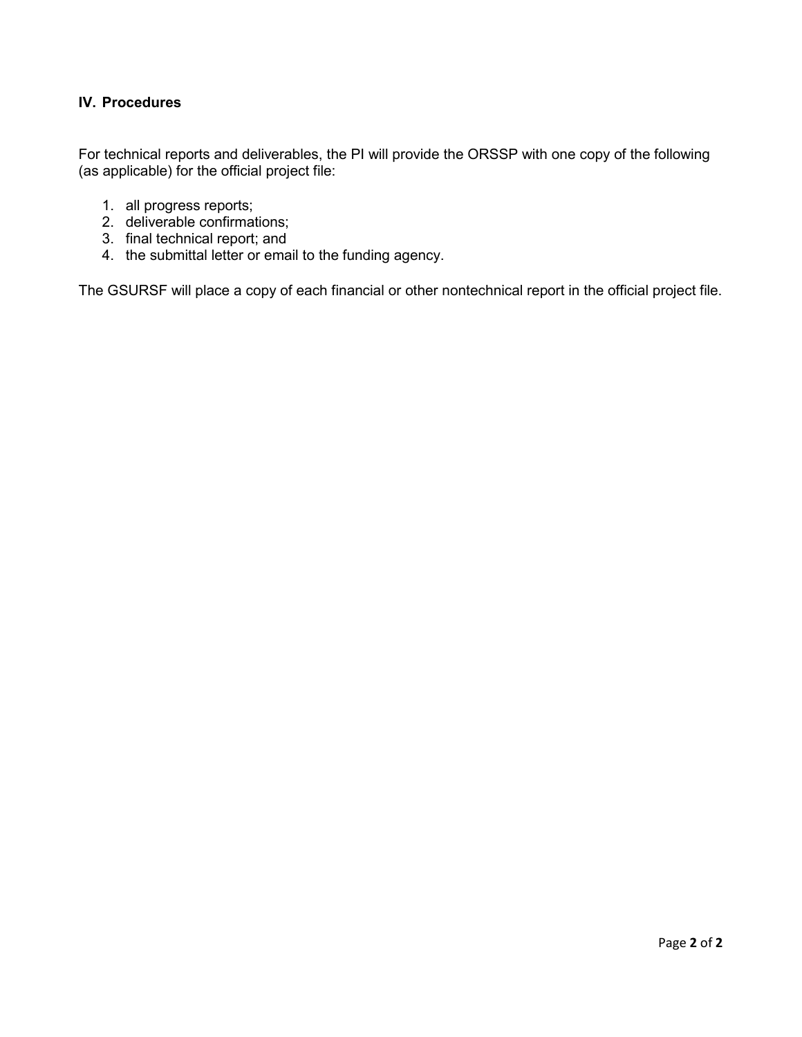## IV. Procedures

For technical reports and deliverables, the PI will provide the ORSSP with one copy of the following (as applicable) for the official project file:

1. all progress reports;
2. deliverable confirmations;
3. final technical report; and
4. the submittal letter or email to the funding agency.

The GSURSF will place a copy of each financial or other nontechnical report in the official project file.